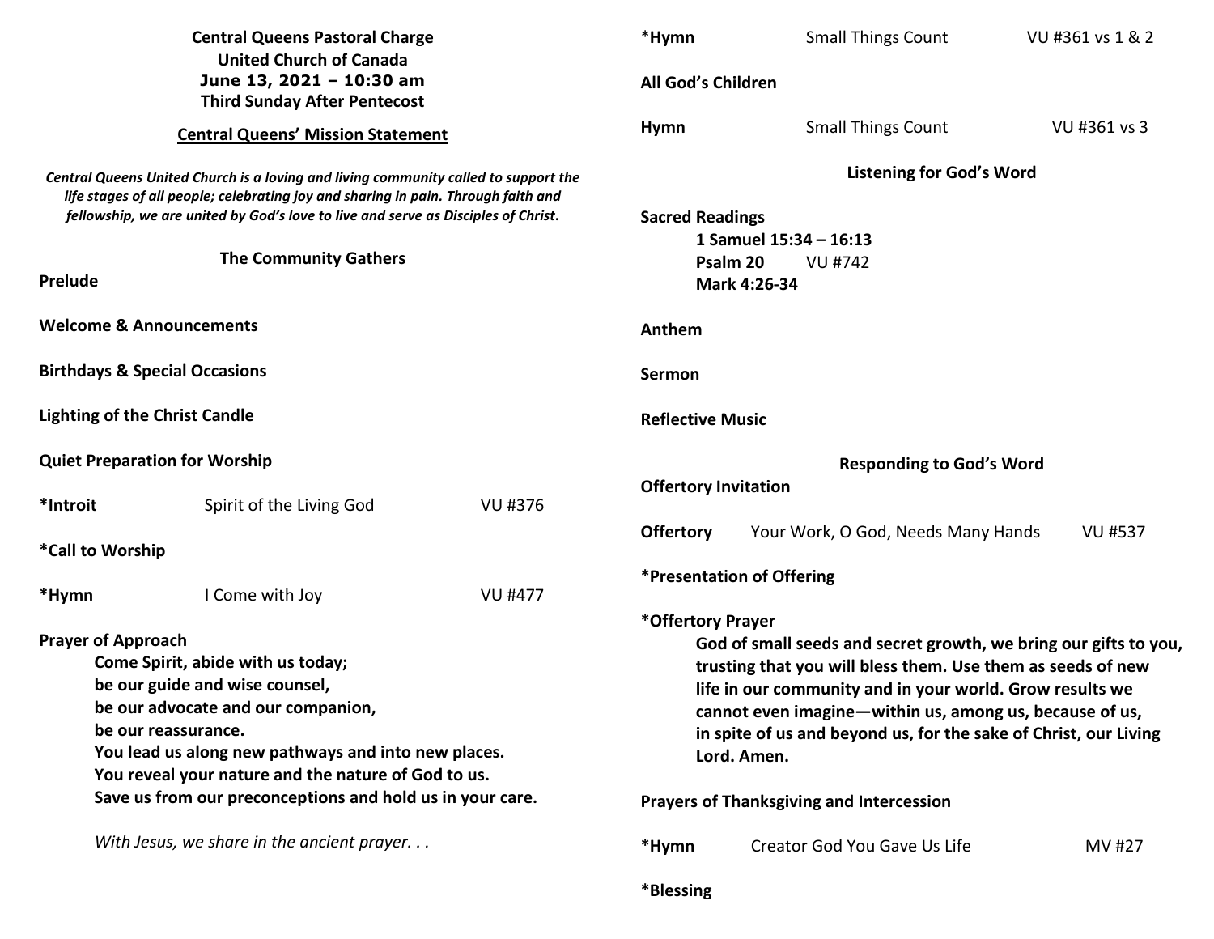**Central Queens Pastoral Charge**
**United Church of Canada**
**June 13, 2021 – 10:30 am**
**Third Sunday After Pentecost**

**Central Queens' Mission Statement**

***Central Queens United Church is a loving and living community called to support the life stages of all people; celebrating joy and sharing in pain. Through faith and fellowship, we are united by God's love to live and serve as Disciples of Christ.***

## The Community Gathers

**Prelude**

**Welcome & Announcements**

**Birthdays & Special Occasions**

**Lighting of the Christ Candle**

**Quiet Preparation for Worship**

**\*Introit** Spirit of the Living God VU #376

**\*Call to Worship**

**\*Hymn** I Come with Joy VU #477

**Prayer of Approach**

**Come Spirit, abide with us today;**
**be our guide and wise counsel,**
**be our advocate and our companion,**
**be our reassurance.**
**You lead us along new pathways and into new places.**
**You reveal your nature and the nature of God to us.**
**Save us from our preconceptions and hold us in your care.**

*With Jesus, we share in the ancient prayer. . .*

**\*Hymn** Small Things Count VU #361 vs 1 & 2

**All God's Children**

**Hymn** Small Things Count VU #361 vs 3

## Listening for God's Word

**Sacred Readings**

**1 Samuel 15:34 – 16:13**
**Psalm 20** VU #742
**Mark 4:26-34**

**Anthem**

**Sermon**

**Reflective Music**

## Responding to God's Word

**Offertory Invitation**

**Offertory** Your Work, O God, Needs Many Hands VU #537

**\*Presentation of Offering**

**\*Offertory Prayer**

**God of small seeds and secret growth, we bring our gifts to you, trusting that you will bless them. Use them as seeds of new life in our community and in your world. Grow results we cannot even imagine—within us, among us, because of us, in spite of us and beyond us, for the sake of Christ, our Living Lord. Amen.**

**Prayers of Thanksgiving and Intercession**

**\*Hymn** Creator God You Gave Us Life MV #27

**\*Blessing**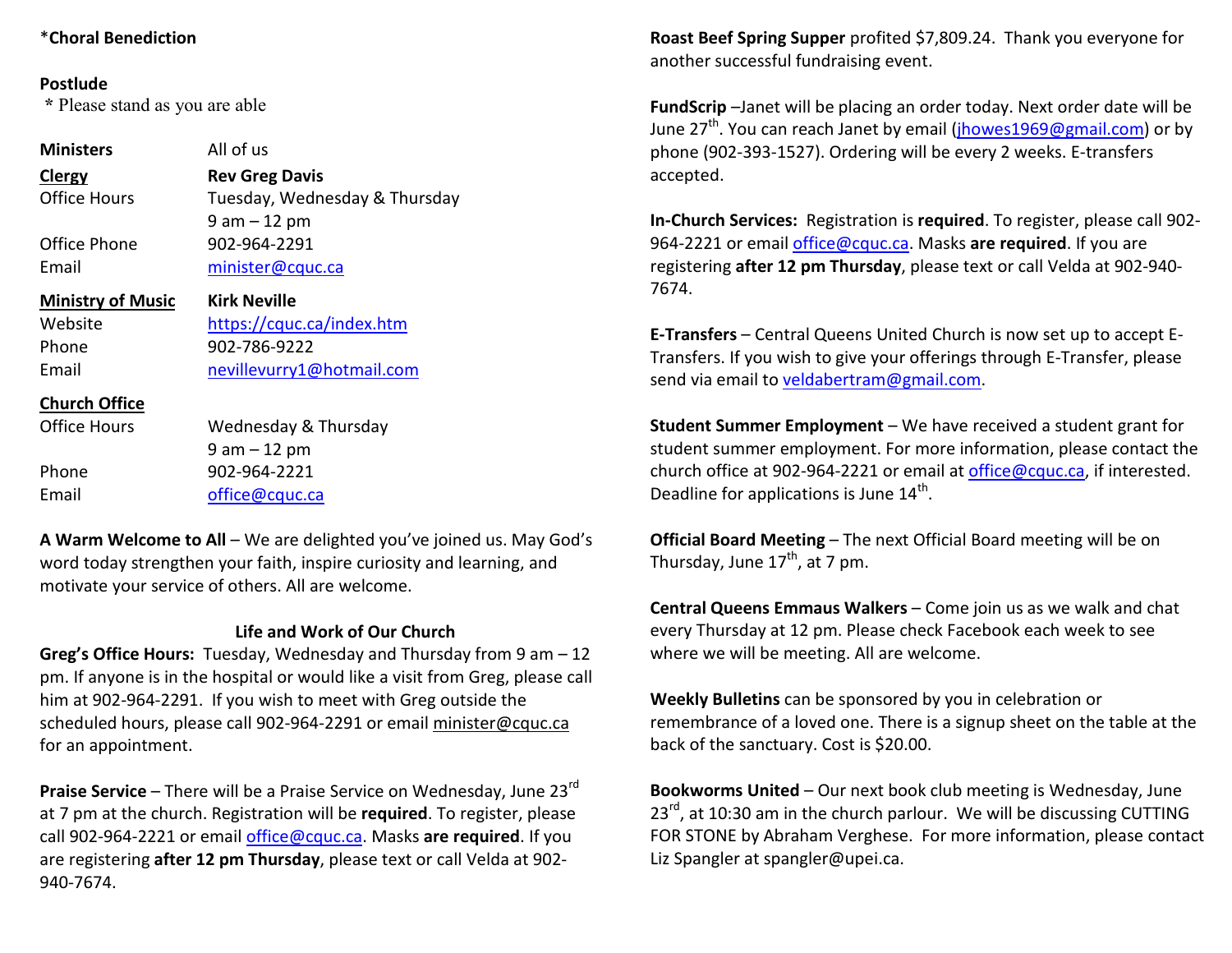*Choral Benediction

**Postlude**
\* Please stand as you are able

| | |
|---|---|
| **Ministers** | All of us |
| **Clergy** | **Rev Greg Davis** |
| Office Hours | Tuesday, Wednesday & Thursday 9 am – 12 pm |
| Office Phone | 902-964-2291 |
| Email | minister@cquc.ca |
| **Ministry of Music** | **Kirk Neville** |
| Website | https://cquc.ca/index.htm |
| Phone | 902-786-9222 |
| Email | nevillevurry1@hotmail.com |
| **Church Office** | |
| Office Hours | Wednesday & Thursday 9 am – 12 pm |
| Phone | 902-964-2221 |
| Email | office@cquc.ca |

**A Warm Welcome to All** – We are delighted you've joined us. May God's word today strengthen your faith, inspire curiosity and learning, and motivate your service of others. All are welcome.

## Life and Work of Our Church

**Greg's Office Hours:** Tuesday, Wednesday and Thursday from 9 am – 12 pm. If anyone is in the hospital or would like a visit from Greg, please call him at 902-964-2291. If you wish to meet with Greg outside the scheduled hours, please call 902-964-2291 or email minister@cquc.ca for an appointment.

**Praise Service** – There will be a Praise Service on Wednesday, June 23rd at 7 pm at the church. Registration will be **required**. To register, please call 902-964-2221 or email office@cquc.ca. Masks **are required**. If you are registering **after 12 pm Thursday**, please text or call Velda at 902-940-7674.

**Roast Beef Spring Supper** profited $7,809.24. Thank you everyone for another successful fundraising event.

**FundScrip** –Janet will be placing an order today. Next order date will be June 27th. You can reach Janet by email (jhowes1969@gmail.com) or by phone (902-393-1527). Ordering will be every 2 weeks. E-transfers accepted.

**In-Church Services:** Registration is **required**. To register, please call 902-964-2221 or email office@cquc.ca. Masks **are required**. If you are registering **after 12 pm Thursday**, please text or call Velda at 902-940-7674.

**E-Transfers** – Central Queens United Church is now set up to accept E-Transfers. If you wish to give your offerings through E-Transfer, please send via email to veldabertram@gmail.com.

**Student Summer Employment** – We have received a student grant for student summer employment. For more information, please contact the church office at 902-964-2221 or email at office@cquc.ca, if interested. Deadline for applications is June 14th.

**Official Board Meeting** – The next Official Board meeting will be on Thursday, June 17th, at 7 pm.

**Central Queens Emmaus Walkers** – Come join us as we walk and chat every Thursday at 12 pm. Please check Facebook each week to see where we will be meeting. All are welcome.

**Weekly Bulletins** can be sponsored by you in celebration or remembrance of a loved one. There is a signup sheet on the table at the back of the sanctuary. Cost is $20.00.

**Bookworms United** – Our next book club meeting is Wednesday, June 23rd, at 10:30 am in the church parlour. We will be discussing CUTTING FOR STONE by Abraham Verghese. For more information, please contact Liz Spangler at spangler@upei.ca.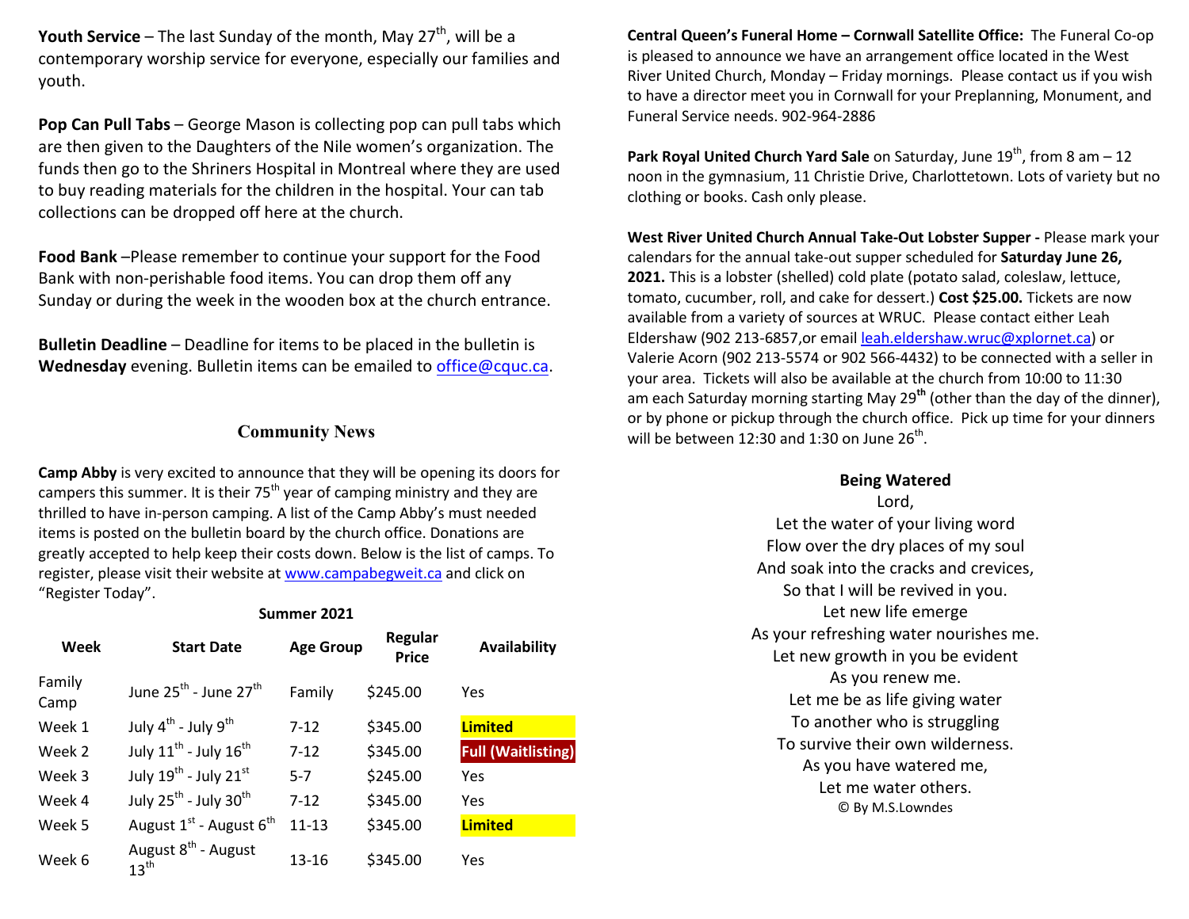**Youth Service** – The last Sunday of the month, May 27th, will be a contemporary worship service for everyone, especially our families and youth.

**Pop Can Pull Tabs** – George Mason is collecting pop can pull tabs which are then given to the Daughters of the Nile women's organization. The funds then go to the Shriners Hospital in Montreal where they are used to buy reading materials for the children in the hospital. Your can tab collections can be dropped off here at the church.

**Food Bank** –Please remember to continue your support for the Food Bank with non-perishable food items. You can drop them off any Sunday or during the week in the wooden box at the church entrance.

**Bulletin Deadline** – Deadline for items to be placed in the bulletin is **Wednesday** evening. Bulletin items can be emailed to office@cquc.ca.

## Community News

**Camp Abby** is very excited to announce that they will be opening its doors for campers this summer. It is their 75th year of camping ministry and they are thrilled to have in-person camping. A list of the Camp Abby's must needed items is posted on the bulletin board by the church office. Donations are greatly accepted to help keep their costs down. Below is the list of camps. To register, please visit their website at www.campabegweit.ca and click on "Register Today".

**Summer 2021**

| Week | Start Date | Age Group | Regular Price | Availability |
|---|---|---|---|---|
| Family Camp | June 25th - June 27th | Family | $245.00 | Yes |
| Week 1 | July 4th - July 9th | 7-12 | $345.00 | **Limited** |
| Week 2 | July 11th - July 16th | 7-12 | $345.00 | **Full (Waitlisting)** |
| Week 3 | July 19th - July 21st | 5-7 | $245.00 | Yes |
| Week 4 | July 25th - July 30th | 7-12 | $345.00 | Yes |
| Week 5 | August 1st - August 6th | 11-13 | $345.00 | **Limited** |
| Week 6 | August 8th - August 13th | 13-16 | $345.00 | Yes |

**Central Queen's Funeral Home – Cornwall Satellite Office:** The Funeral Co-op is pleased to announce we have an arrangement office located in the West River United Church, Monday – Friday mornings. Please contact us if you wish to have a director meet you in Cornwall for your Preplanning, Monument, and Funeral Service needs. 902-964-2886

**Park Royal United Church Yard Sale** on Saturday, June 19th, from 8 am – 12 noon in the gymnasium, 11 Christie Drive, Charlottetown. Lots of variety but no clothing or books. Cash only please.

**West River United Church Annual Take-Out Lobster Supper -** Please mark your calendars for the annual take-out supper scheduled for **Saturday June 26, 2021.** This is a lobster (shelled) cold plate (potato salad, coleslaw, lettuce, tomato, cucumber, roll, and cake for dessert.) **Cost $25.00.** Tickets are now available from a variety of sources at WRUC. Please contact either Leah Eldershaw (902 213-6857,or email leah.eldershaw.wruc@xplornet.ca) or Valerie Acorn (902 213-5574 or 902 566-4432) to be connected with a seller in your area. Tickets will also be available at the church from 10:00 to 11:30 am each Saturday morning starting May 29th (other than the day of the dinner), or by phone or pickup through the church office. Pick up time for your dinners will be between 12:30 and 1:30 on June 26th.

**Being Watered**

Lord,
Let the water of your living word
Flow over the dry places of my soul
And soak into the cracks and crevices,
So that I will be revived in you.
Let new life emerge
As your refreshing water nourishes me.
Let new growth in you be evident
As you renew me.
Let me be as life giving water
To another who is struggling
To survive their own wilderness.
As you have watered me,
Let me water others.

© By M.S.Lowndes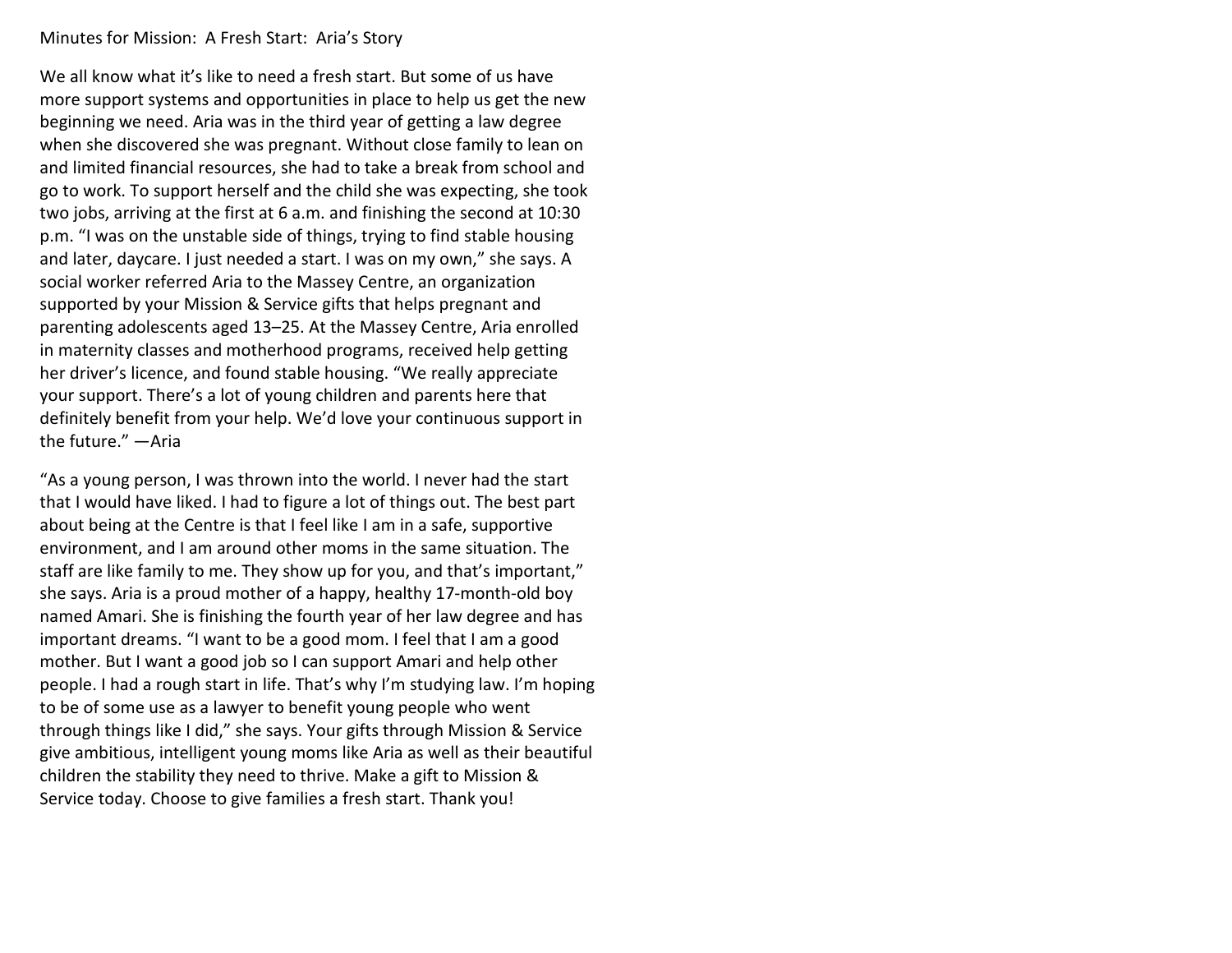Minutes for Mission: A Fresh Start: Aria's Story

We all know what it's like to need a fresh start. But some of us have more support systems and opportunities in place to help us get the new beginning we need. Aria was in the third year of getting a law degree when she discovered she was pregnant. Without close family to lean on and limited financial resources, she had to take a break from school and go to work. To support herself and the child she was expecting, she took two jobs, arriving at the first at 6 a.m. and finishing the second at 10:30 p.m. "I was on the unstable side of things, trying to find stable housing and later, daycare. I just needed a start. I was on my own," she says. A social worker referred Aria to the Massey Centre, an organization supported by your Mission & Service gifts that helps pregnant and parenting adolescents aged 13–25. At the Massey Centre, Aria enrolled in maternity classes and motherhood programs, received help getting her driver's licence, and found stable housing. "We really appreciate your support. There's a lot of young children and parents here that definitely benefit from your help. We'd love your continuous support in the future." —Aria

"As a young person, I was thrown into the world. I never had the start that I would have liked. I had to figure a lot of things out. The best part about being at the Centre is that I feel like I am in a safe, supportive environment, and I am around other moms in the same situation. The staff are like family to me. They show up for you, and that's important," she says. Aria is a proud mother of a happy, healthy 17-month-old boy named Amari. She is finishing the fourth year of her law degree and has important dreams. "I want to be a good mom. I feel that I am a good mother. But I want a good job so I can support Amari and help other people. I had a rough start in life. That's why I'm studying law. I'm hoping to be of some use as a lawyer to benefit young people who went through things like I did," she says. Your gifts through Mission & Service give ambitious, intelligent young moms like Aria as well as their beautiful children the stability they need to thrive. Make a gift to Mission & Service today. Choose to give families a fresh start. Thank you!